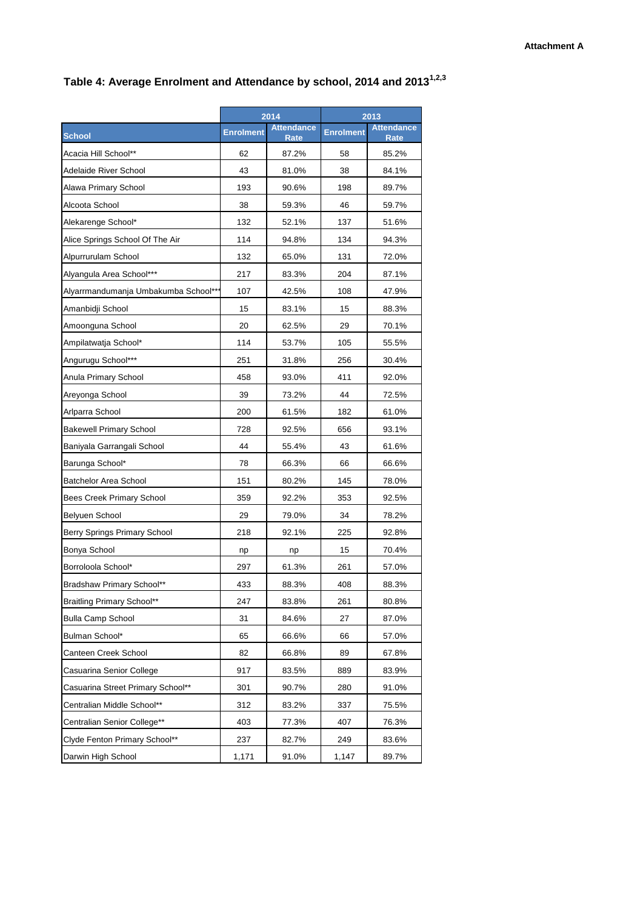Attachment A

## Table 4: Average Enrolment and Attendance by school, 2014 and 2013[1,2,3]

| | 2014 | | 2013 | |
|---|---|---|---|---|
| School | Enrolment | Attendance Rate | Enrolment | Attendance Rate |
| Acacia Hill School** | 62 | 87.2% | 58 | 85.2% |
| Adelaide River School | 43 | 81.0% | 38 | 84.1% |
| Alawa Primary School | 193 | 90.6% | 198 | 89.7% |
| Alcoota School | 38 | 59.3% | 46 | 59.7% |
| Alekarenge School* | 132 | 52.1% | 137 | 51.6% |
| Alice Springs School Of The Air | 114 | 94.8% | 134 | 94.3% |
| Alpurrurulam School | 132 | 65.0% | 131 | 72.0% |
| Alyangula Area School*** | 217 | 83.3% | 204 | 87.1% |
| Alyarrmandumanja Umbakumba School*** | 107 | 42.5% | 108 | 47.9% |
| Amanbidji School | 15 | 83.1% | 15 | 88.3% |
| Amoonguna School | 20 | 62.5% | 29 | 70.1% |
| Ampilatwatja School* | 114 | 53.7% | 105 | 55.5% |
| Angurugu School*** | 251 | 31.8% | 256 | 30.4% |
| Anula Primary School | 458 | 93.0% | 411 | 92.0% |
| Areyonga School | 39 | 73.2% | 44 | 72.5% |
| Arlparra School | 200 | 61.5% | 182 | 61.0% |
| Bakewell Primary School | 728 | 92.5% | 656 | 93.1% |
| Baniyala Garrangali School | 44 | 55.4% | 43 | 61.6% |
| Barunga School* | 78 | 66.3% | 66 | 66.6% |
| Batchelor Area School | 151 | 80.2% | 145 | 78.0% |
| Bees Creek Primary School | 359 | 92.2% | 353 | 92.5% |
| Belyuen School | 29 | 79.0% | 34 | 78.2% |
| Berry Springs Primary School | 218 | 92.1% | 225 | 92.8% |
| Bonya School | np | np | 15 | 70.4% |
| Borroloola School* | 297 | 61.3% | 261 | 57.0% |
| Bradshaw Primary School** | 433 | 88.3% | 408 | 88.3% |
| Braitling Primary School** | 247 | 83.8% | 261 | 80.8% |
| Bulla Camp School | 31 | 84.6% | 27 | 87.0% |
| Bulman School* | 65 | 66.6% | 66 | 57.0% |
| Canteen Creek School | 82 | 66.8% | 89 | 67.8% |
| Casuarina Senior College | 917 | 83.5% | 889 | 83.9% |
| Casuarina Street Primary School** | 301 | 90.7% | 280 | 91.0% |
| Centralian Middle School** | 312 | 83.2% | 337 | 75.5% |
| Centralian Senior College** | 403 | 77.3% | 407 | 76.3% |
| Clyde Fenton Primary School** | 237 | 82.7% | 249 | 83.6% |
| Darwin High School | 1,171 | 91.0% | 1,147 | 89.7% |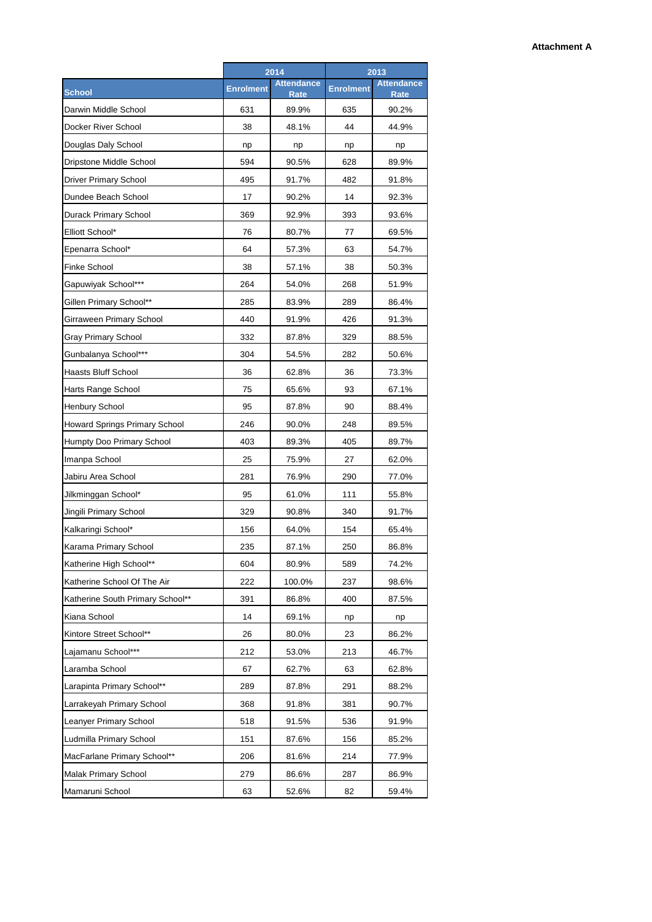**Attachment A**

| School | 2014 | | 2013 | |
|---|---|---|---|---|
| | Enrolment | Attendance Rate | Enrolment | Attendance Rate |
| Darwin Middle School | 631 | 89.9% | 635 | 90.2% |
| Docker River School | 38 | 48.1% | 44 | 44.9% |
| Douglas Daly School | np | np | np | np |
| Dripstone Middle School | 594 | 90.5% | 628 | 89.9% |
| Driver Primary School | 495 | 91.7% | 482 | 91.8% |
| Dundee Beach School | 17 | 90.2% | 14 | 92.3% |
| Durack Primary School | 369 | 92.9% | 393 | 93.6% |
| Elliott School* | 76 | 80.7% | 77 | 69.5% |
| Epenarra School* | 64 | 57.3% | 63 | 54.7% |
| Finke School | 38 | 57.1% | 38 | 50.3% |
| Gapuwiyak School*** | 264 | 54.0% | 268 | 51.9% |
| Gillen Primary School** | 285 | 83.9% | 289 | 86.4% |
| Girraween Primary School | 440 | 91.9% | 426 | 91.3% |
| Gray Primary School | 332 | 87.8% | 329 | 88.5% |
| Gunbalanya School*** | 304 | 54.5% | 282 | 50.6% |
| Haasts Bluff School | 36 | 62.8% | 36 | 73.3% |
| Harts Range School | 75 | 65.6% | 93 | 67.1% |
| Henbury School | 95 | 87.8% | 90 | 88.4% |
| Howard Springs Primary School | 246 | 90.0% | 248 | 89.5% |
| Humpty Doo Primary School | 403 | 89.3% | 405 | 89.7% |
| Imanpa School | 25 | 75.9% | 27 | 62.0% |
| Jabiru Area School | 281 | 76.9% | 290 | 77.0% |
| Jilkminggan School* | 95 | 61.0% | 111 | 55.8% |
| Jingili Primary School | 329 | 90.8% | 340 | 91.7% |
| Kalkaringi School* | 156 | 64.0% | 154 | 65.4% |
| Karama Primary School | 235 | 87.1% | 250 | 86.8% |
| Katherine High School** | 604 | 80.9% | 589 | 74.2% |
| Katherine School Of The Air | 222 | 100.0% | 237 | 98.6% |
| Katherine South Primary School** | 391 | 86.8% | 400 | 87.5% |
| Kiana School | 14 | 69.1% | np | np |
| Kintore Street School** | 26 | 80.0% | 23 | 86.2% |
| Lajamanu School*** | 212 | 53.0% | 213 | 46.7% |
| Laramba School | 67 | 62.7% | 63 | 62.8% |
| Larapinta Primary School** | 289 | 87.8% | 291 | 88.2% |
| Larrakeyah Primary School | 368 | 91.8% | 381 | 90.7% |
| Leanyer Primary School | 518 | 91.5% | 536 | 91.9% |
| Ludmilla Primary School | 151 | 87.6% | 156 | 85.2% |
| MacFarlane Primary School** | 206 | 81.6% | 214 | 77.9% |
| Malak Primary School | 279 | 86.6% | 287 | 86.9% |
| Mamaruni School | 63 | 52.6% | 82 | 59.4% |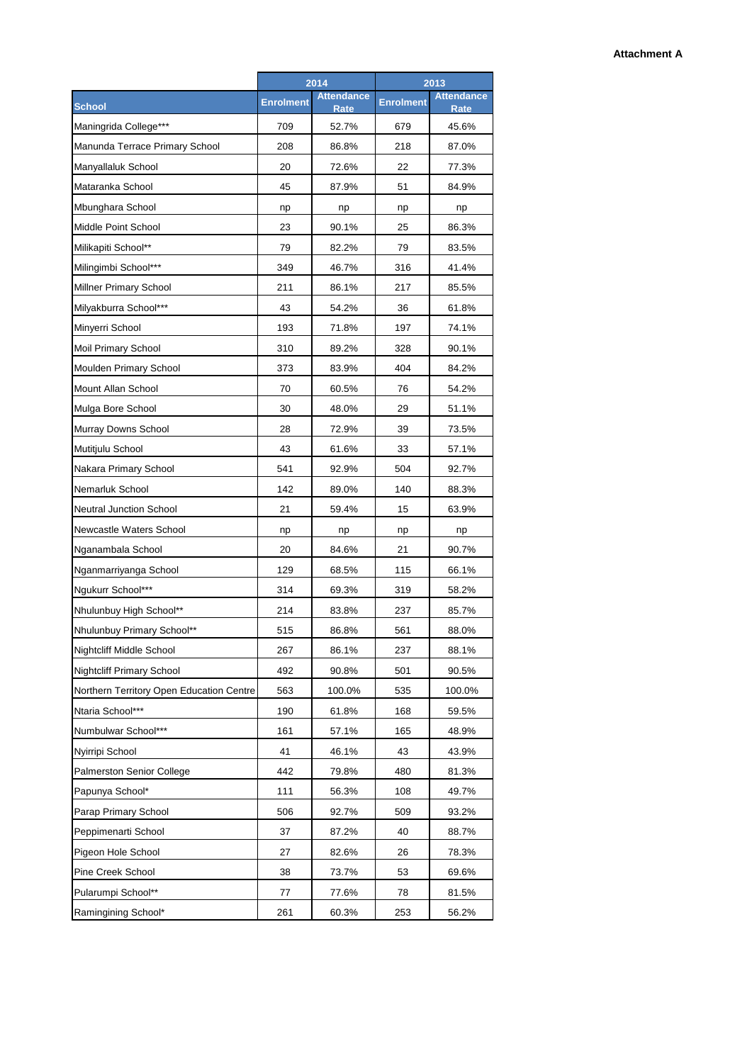**Attachment A**

| School | 2014 | | 2013 | |
|---|---|---|---|---|
| | Enrolment | Attendance Rate | Enrolment | Attendance Rate |
| Maningrida College*** | 709 | 52.7% | 679 | 45.6% |
| Manunda Terrace Primary School | 208 | 86.8% | 218 | 87.0% |
| Manyallaluk School | 20 | 72.6% | 22 | 77.3% |
| Mataranka School | 45 | 87.9% | 51 | 84.9% |
| Mbunghara School | np | np | np | np |
| Middle Point School | 23 | 90.1% | 25 | 86.3% |
| Milikapiti School** | 79 | 82.2% | 79 | 83.5% |
| Milingimbi School*** | 349 | 46.7% | 316 | 41.4% |
| Millner Primary School | 211 | 86.1% | 217 | 85.5% |
| Milyakburra School*** | 43 | 54.2% | 36 | 61.8% |
| Minyerri School | 193 | 71.8% | 197 | 74.1% |
| Moil Primary School | 310 | 89.2% | 328 | 90.1% |
| Moulden Primary School | 373 | 83.9% | 404 | 84.2% |
| Mount Allan School | 70 | 60.5% | 76 | 54.2% |
| Mulga Bore School | 30 | 48.0% | 29 | 51.1% |
| Murray Downs School | 28 | 72.9% | 39 | 73.5% |
| Mutitjulu School | 43 | 61.6% | 33 | 57.1% |
| Nakara Primary School | 541 | 92.9% | 504 | 92.7% |
| Nemarluk School | 142 | 89.0% | 140 | 88.3% |
| Neutral Junction School | 21 | 59.4% | 15 | 63.9% |
| Newcastle Waters School | np | np | np | np |
| Nganambala School | 20 | 84.6% | 21 | 90.7% |
| Nganmarriyanga School | 129 | 68.5% | 115 | 66.1% |
| Ngukurr School*** | 314 | 69.3% | 319 | 58.2% |
| Nhulunbuy High School** | 214 | 83.8% | 237 | 85.7% |
| Nhulunbuy Primary School** | 515 | 86.8% | 561 | 88.0% |
| Nightcliff Middle School | 267 | 86.1% | 237 | 88.1% |
| Nightcliff Primary School | 492 | 90.8% | 501 | 90.5% |
| Northern Territory Open Education Centre | 563 | 100.0% | 535 | 100.0% |
| Ntaria School*** | 190 | 61.8% | 168 | 59.5% |
| Numbulwar School*** | 161 | 57.1% | 165 | 48.9% |
| Nyirripi School | 41 | 46.1% | 43 | 43.9% |
| Palmerston Senior College | 442 | 79.8% | 480 | 81.3% |
| Papunya School* | 111 | 56.3% | 108 | 49.7% |
| Parap Primary School | 506 | 92.7% | 509 | 93.2% |
| Peppimenarti School | 37 | 87.2% | 40 | 88.7% |
| Pigeon Hole School | 27 | 82.6% | 26 | 78.3% |
| Pine Creek School | 38 | 73.7% | 53 | 69.6% |
| Pularumpi School** | 77 | 77.6% | 78 | 81.5% |
| Ramingining School* | 261 | 60.3% | 253 | 56.2% |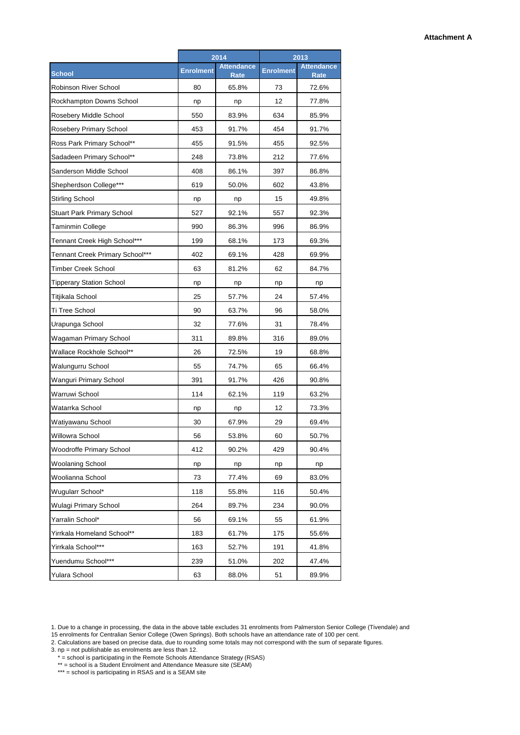**Attachment A**

| School | 2014 | | 2013 | |
| --- | --- | --- | --- | --- |
| | Enrolment | Attendance Rate | Enrolment | Attendance Rate |
| Robinson River School | 80 | 65.8% | 73 | 72.6% |
| Rockhampton Downs School | np | np | 12 | 77.8% |
| Rosebery Middle School | 550 | 83.9% | 634 | 85.9% |
| Rosebery Primary School | 453 | 91.7% | 454 | 91.7% |
| Ross Park Primary School** | 455 | 91.5% | 455 | 92.5% |
| Sadadeen Primary School** | 248 | 73.8% | 212 | 77.6% |
| Sanderson Middle School | 408 | 86.1% | 397 | 86.8% |
| Shepherdson College*** | 619 | 50.0% | 602 | 43.8% |
| Stirling School | np | np | 15 | 49.8% |
| Stuart Park Primary School | 527 | 92.1% | 557 | 92.3% |
| Taminmin College | 990 | 86.3% | 996 | 86.9% |
| Tennant Creek High School*** | 199 | 68.1% | 173 | 69.3% |
| Tennant Creek Primary School*** | 402 | 69.1% | 428 | 69.9% |
| Timber Creek School | 63 | 81.2% | 62 | 84.7% |
| Tipperary Station School | np | np | np | np |
| Titjikala School | 25 | 57.7% | 24 | 57.4% |
| Ti Tree School | 90 | 63.7% | 96 | 58.0% |
| Urapunga School | 32 | 77.6% | 31 | 78.4% |
| Wagaman Primary School | 311 | 89.8% | 316 | 89.0% |
| Wallace Rockhole School** | 26 | 72.5% | 19 | 68.8% |
| Walungurru School | 55 | 74.7% | 65 | 66.4% |
| Wanguri Primary School | 391 | 91.7% | 426 | 90.8% |
| Warruwi School | 114 | 62.1% | 119 | 63.2% |
| Watarrka School | np | np | 12 | 73.3% |
| Watiyawanu School | 30 | 67.9% | 29 | 69.4% |
| Willowra School | 56 | 53.8% | 60 | 50.7% |
| Woodroffe Primary School | 412 | 90.2% | 429 | 90.4% |
| Woolaning School | np | np | np | np |
| Woolianna School | 73 | 77.4% | 69 | 83.0% |
| Wugularr School* | 118 | 55.8% | 116 | 50.4% |
| Wulagi Primary School | 264 | 89.7% | 234 | 90.0% |
| Yarralin School* | 56 | 69.1% | 55 | 61.9% |
| Yirrkala Homeland School** | 183 | 61.7% | 175 | 55.6% |
| Yirrkala School*** | 163 | 52.7% | 191 | 41.8% |
| Yuendumu School*** | 239 | 51.0% | 202 | 47.4% |
| Yulara School | 63 | 88.0% | 51 | 89.9% |

1. Due to a change in processing, the data in the above table excludes 31 enrolments from Palmerston Senior College (Tivendale) and 15 enrolments for Centralian Senior College (Owen Springs). Both schools have an attendance rate of 100 per cent.
2. Calculations are based on precise data, due to rounding some totals may not correspond with the sum of separate figures.
3. np = not publishable as enrolments are less than 12.
   * = school is participating in the Remote Schools Attendance Strategy (RSAS)
   ** = school is a Student Enrolment and Attendance Measure site (SEAM)
   *** = school is participating in RSAS and is a SEAM site